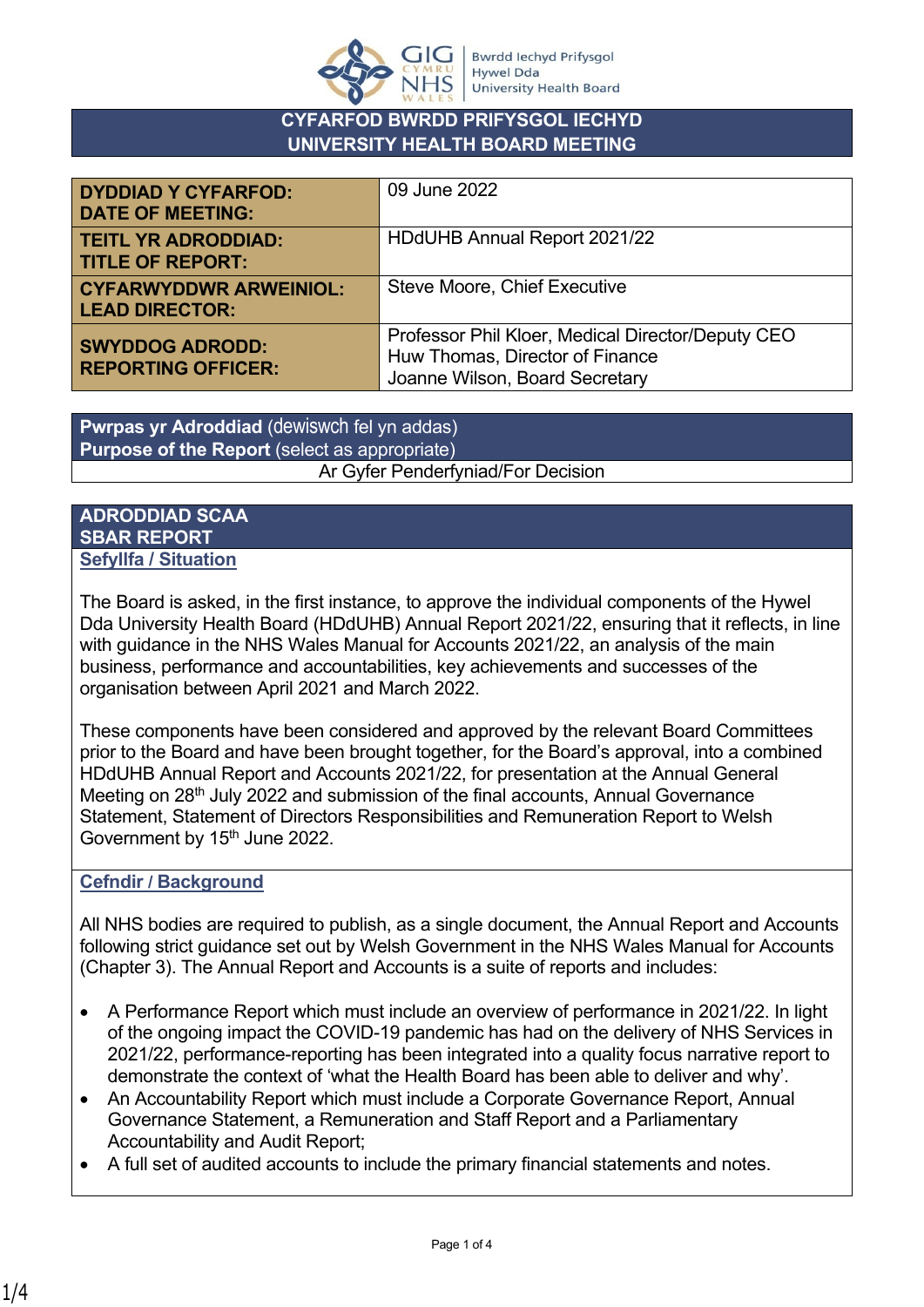# CYFARFOD BWRDD PRIFYSGOL IECHYD
# UNIVERSITY HEALTH BOARD MEETING

| | |
|---|---|
| **DYDDIAD Y CYFARFOD: DATE OF MEETING:** | 09 June 2022 |
| **TEITL YR ADRODDIAD: TITLE OF REPORT:** | HDdUHB Annual Report 2021/22 |
| **CYFARWYDDWR ARWEINIOL: LEAD DIRECTOR:** | Steve Moore, Chief Executive |
| **SWYDDOG ADRODD: REPORTING OFFICER:** | Professor Phil Kloer, Medical Director/Deputy CEO<br>Huw Thomas, Director of Finance<br>Joanne Wilson, Board Secretary |

| **Pwrpas yr Adroddiad** (dewiswch fel yn addas)<br>**Purpose of the Report** (select as appropriate) |
|---|
| Ar Gyfer Penderfyniad/For Decision |

## ADRODDIAD SCAA
## SBAR REPORT

### Sefyllfa / Situation

The Board is asked, in the first instance, to approve the individual components of the Hywel Dda University Health Board (HDdUHB) Annual Report 2021/22, ensuring that it reflects, in line with guidance in the NHS Wales Manual for Accounts 2021/22, an analysis of the main business, performance and accountabilities, key achievements and successes of the organisation between April 2021 and March 2022.

These components have been considered and approved by the relevant Board Committees prior to the Board and have been brought together, for the Board's approval, into a combined HDdUHB Annual Report and Accounts 2021/22, for presentation at the Annual General Meeting on 28th July 2022 and submission of the final accounts, Annual Governance Statement, Statement of Directors Responsibilities and Remuneration Report to Welsh Government by 15th June 2022.

### Cefndir / Background

All NHS bodies are required to publish, as a single document, the Annual Report and Accounts following strict guidance set out by Welsh Government in the NHS Wales Manual for Accounts (Chapter 3). The Annual Report and Accounts is a suite of reports and includes:

- A Performance Report which must include an overview of performance in 2021/22. In light of the ongoing impact the COVID-19 pandemic has had on the delivery of NHS Services in 2021/22, performance-reporting has been integrated into a quality focus narrative report to demonstrate the context of 'what the Health Board has been able to deliver and why'.
- An Accountability Report which must include a Corporate Governance Report, Annual Governance Statement, a Remuneration and Staff Report and a Parliamentary Accountability and Audit Report;
- A full set of audited accounts to include the primary financial statements and notes.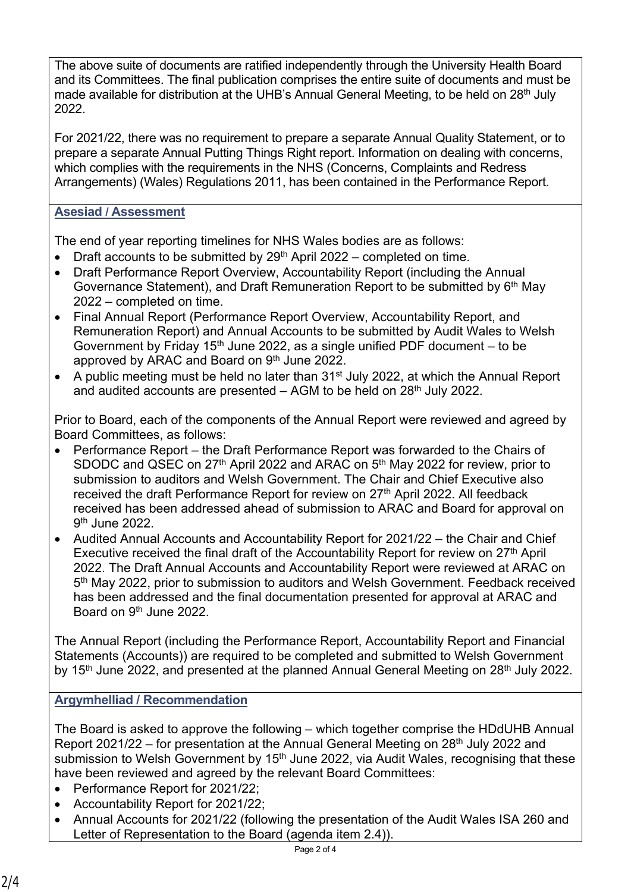The above suite of documents are ratified independently through the University Health Board and its Committees. The final publication comprises the entire suite of documents and must be made available for distribution at the UHB's Annual General Meeting, to be held on 28th July 2022.

For 2021/22, there was no requirement to prepare a separate Annual Quality Statement, or to prepare a separate Annual Putting Things Right report. Information on dealing with concerns, which complies with the requirements in the NHS (Concerns, Complaints and Redress Arrangements) (Wales) Regulations 2011, has been contained in the Performance Report.

## Asesiad / Assessment

The end of year reporting timelines for NHS Wales bodies are as follows:

- Draft accounts to be submitted by 29th April 2022 – completed on time.
- Draft Performance Report Overview, Accountability Report (including the Annual Governance Statement), and Draft Remuneration Report to be submitted by 6th May 2022 – completed on time.
- Final Annual Report (Performance Report Overview, Accountability Report, and Remuneration Report) and Annual Accounts to be submitted by Audit Wales to Welsh Government by Friday 15th June 2022, as a single unified PDF document – to be approved by ARAC and Board on 9th June 2022.
- A public meeting must be held no later than 31st July 2022, at which the Annual Report and audited accounts are presented – AGM to be held on 28th July 2022.

Prior to Board, each of the components of the Annual Report were reviewed and agreed by Board Committees, as follows:

- Performance Report – the Draft Performance Report was forwarded to the Chairs of SDODC and QSEC on 27th April 2022 and ARAC on 5th May 2022 for review, prior to submission to auditors and Welsh Government. The Chair and Chief Executive also received the draft Performance Report for review on 27th April 2022. All feedback received has been addressed ahead of submission to ARAC and Board for approval on 9th June 2022.
- Audited Annual Accounts and Accountability Report for 2021/22 – the Chair and Chief Executive received the final draft of the Accountability Report for review on 27th April 2022. The Draft Annual Accounts and Accountability Report were reviewed at ARAC on 5th May 2022, prior to submission to auditors and Welsh Government. Feedback received has been addressed and the final documentation presented for approval at ARAC and Board on 9th June 2022.

The Annual Report (including the Performance Report, Accountability Report and Financial Statements (Accounts)) are required to be completed and submitted to Welsh Government by 15th June 2022, and presented at the planned Annual General Meeting on 28th July 2022.

## Argymhelliad / Recommendation

The Board is asked to approve the following – which together comprise the HDdUHB Annual Report 2021/22 – for presentation at the Annual General Meeting on 28th July 2022 and submission to Welsh Government by 15th June 2022, via Audit Wales, recognising that these have been reviewed and agreed by the relevant Board Committees:

- Performance Report for 2021/22;
- Accountability Report for 2021/22;
- Annual Accounts for 2021/22 (following the presentation of the Audit Wales ISA 260 and Letter of Representation to the Board (agenda item 2.4)).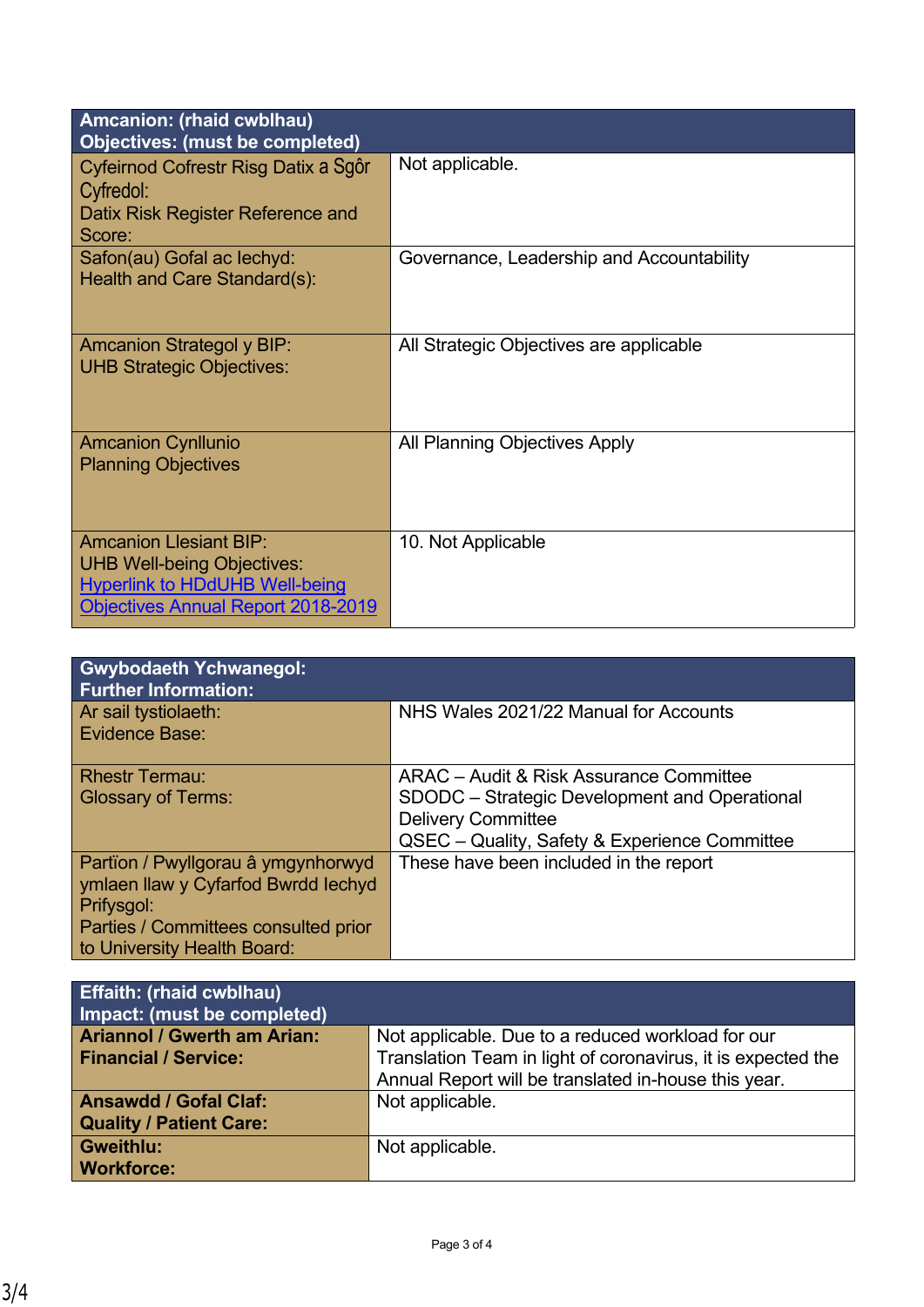| Amcanion: (rhaid cwblhau)<br>Objectives: (must be completed) | |
|---|---|
| Cyfeirnod Cofrestr Risg Datix a Sgôr Cyfredol:<br>Datix Risk Register Reference and Score: | Not applicable. |
| Safon(au) Gofal ac Iechyd:<br>Health and Care Standard(s): | Governance, Leadership and Accountability |
| Amcanion Strategol y BIP:<br>UHB Strategic Objectives: | All Strategic Objectives are applicable |
| Amcanion Cynllunio<br>Planning Objectives | All Planning Objectives Apply |
| Amcanion Llesiant BIP:<br>UHB Well-being Objectives:<br>[Hyperlink to HDdUHB Well-being Objectives Annual Report 2018-2019] | 10. Not Applicable |

| Gwybodaeth Ychwanegol:<br>Further Information: | |
|---|---|
| Ar sail tystiolaeth:<br>Evidence Base: | NHS Wales 2021/22 Manual for Accounts |
| Rhestr Termau:<br>Glossary of Terms: | ARAC – Audit & Risk Assurance Committee<br>SDODC – Strategic Development and Operational Delivery Committee<br>QSEC – Quality, Safety & Experience Committee |
| Partïon / Pwyllgorau â ymgynhorwyd ymlaen llaw y Cyfarfod Bwrdd Iechyd Prifysgol:<br>Parties / Committees consulted prior to University Health Board: | These have been included in the report |

| Effaith: (rhaid cwblhau)<br>Impact: (must be completed) | |
|---|---|
| **Ariannol / Gwerth am Arian:<br>Financial / Service:** | Not applicable. Due to a reduced workload for our Translation Team in light of coronavirus, it is expected the Annual Report will be translated in-house this year. |
| **Ansawdd / Gofal Claf:<br>Quality / Patient Care:** | Not applicable. |
| **Gweithlu:<br>Workforce:** | Not applicable. |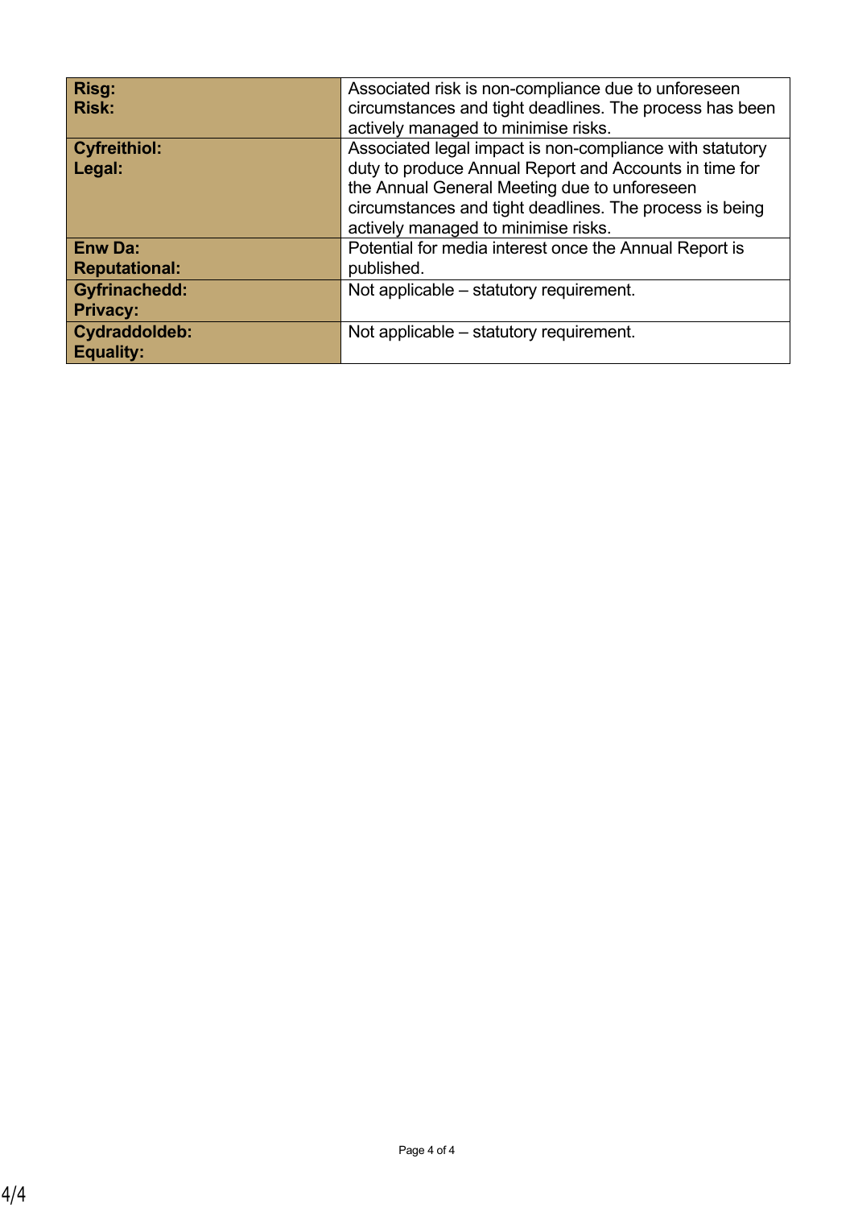| | |
|---|---|
| **Risg:**<br>**Risk:** | Associated risk is non-compliance due to unforeseen circumstances and tight deadlines. The process has been actively managed to minimise risks. |
| **Cyfreithiol:**<br>**Legal:** | Associated legal impact is non-compliance with statutory duty to produce Annual Report and Accounts in time for the Annual General Meeting due to unforeseen circumstances and tight deadlines. The process is being actively managed to minimise risks. |
| **Enw Da:**<br>**Reputational:** | Potential for media interest once the Annual Report is published. |
| **Gyfrinachedd:**<br>**Privacy:** | Not applicable – statutory requirement. |
| **Cydraddoldeb:**<br>**Equality:** | Not applicable – statutory requirement. |